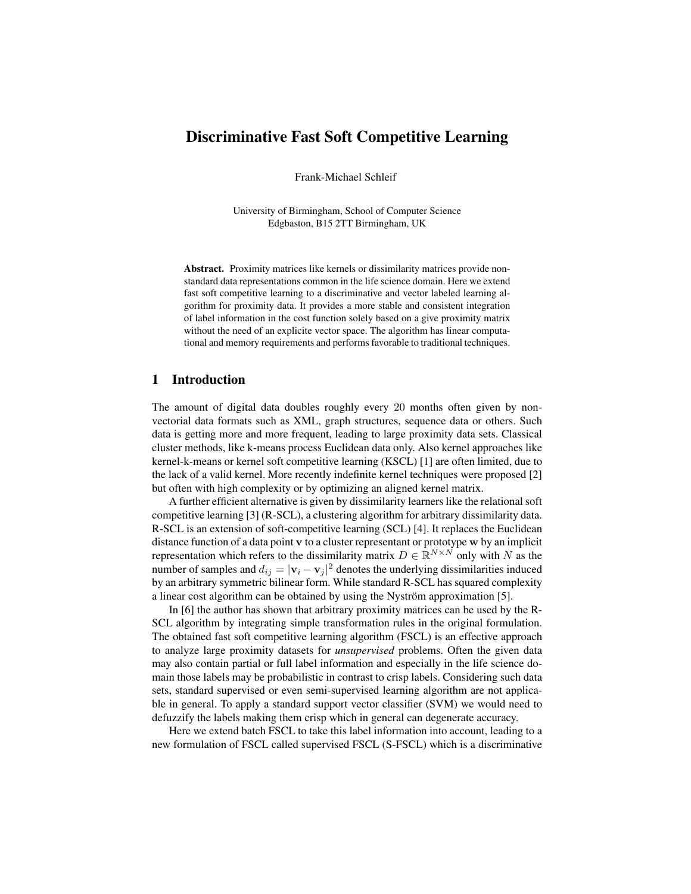# Discriminative Fast Soft Competitive Learning

Frank-Michael Schleif

University of Birmingham, School of Computer Science
Edgbaston, B15 2TT Birmingham, UK

**Abstract.** Proximity matrices like kernels or dissimilarity matrices provide non-standard data representations common in the life science domain. Here we extend fast soft competitive learning to a discriminative and vector labeled learning algorithm for proximity data. It provides a more stable and consistent integration of label information in the cost function solely based on a give proximity matrix without the need of an explicite vector space. The algorithm has linear computational and memory requirements and performs favorable to traditional techniques.

## 1 Introduction

The amount of digital data doubles roughly every 20 months often given by non-vectorial data formats such as XML, graph structures, sequence data or others. Such data is getting more and more frequent, leading to large proximity data sets. Classical cluster methods, like k-means process Euclidean data only. Also kernel approaches like kernel-k-means or kernel soft competitive learning (KSCL) [1] are often limited, due to the lack of a valid kernel. More recently indefinite kernel techniques were proposed [2] but often with high complexity or by optimizing an aligned kernel matrix.

A further efficient alternative is given by dissimilarity learners like the relational soft competitive learning [3] (R-SCL), a clustering algorithm for arbitrary dissimilarity data. R-SCL is an extension of soft-competitive learning (SCL) [4]. It replaces the Euclidean distance function of a data point $\mathbf{v}$ to a cluster representant or prototype $\mathbf{w}$ by an implicit representation which refers to the dissimilarity matrix $D \in \mathbb{R}^{N \times N}$ only with $N$ as the number of samples and $d_{ij} = |\mathbf{v}_i - \mathbf{v}_j|^2$ denotes the underlying dissimilarities induced by an arbitrary symmetric bilinear form. While standard R-SCL has squared complexity a linear cost algorithm can be obtained by using the Nyström approximation [5].

In [6] the author has shown that arbitrary proximity matrices can be used by the R-SCL algorithm by integrating simple transformation rules in the original formulation. The obtained fast soft competitive learning algorithm (FSCL) is an effective approach to analyze large proximity datasets for *unsupervised* problems. Often the given data may also contain partial or full label information and especially in the life science domain those labels may be probabilistic in contrast to crisp labels. Considering such data sets, standard supervised or even semi-supervised learning algorithm are not applicable in general. To apply a standard support vector classifier (SVM) we would need to defuzzify the labels making them crisp which in general can degenerate accuracy.

Here we extend batch FSCL to take this label information into account, leading to a new formulation of FSCL called supervised FSCL (S-FSCL) which is a discriminative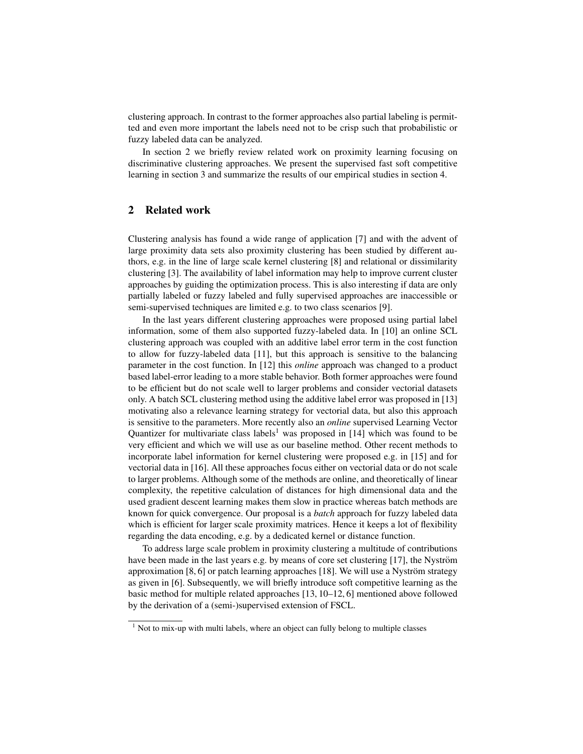clustering approach. In contrast to the former approaches also partial labeling is permitted and even more important the labels need not to be crisp such that probabilistic or fuzzy labeled data can be analyzed.

In section 2 we briefly review related work on proximity learning focusing on discriminative clustering approaches. We present the supervised fast soft competitive learning in section 3 and summarize the results of our empirical studies in section 4.

## 2 Related work

Clustering analysis has found a wide range of application [7] and with the advent of large proximity data sets also proximity clustering has been studied by different authors, e.g. in the line of large scale kernel clustering [8] and relational or dissimilarity clustering [3]. The availability of label information may help to improve current cluster approaches by guiding the optimization process. This is also interesting if data are only partially labeled or fuzzy labeled and fully supervised approaches are inaccessible or semi-supervised techniques are limited e.g. to two class scenarios [9].

In the last years different clustering approaches were proposed using partial label information, some of them also supported fuzzy-labeled data. In [10] an online SCL clustering approach was coupled with an additive label error term in the cost function to allow for fuzzy-labeled data [11], but this approach is sensitive to the balancing parameter in the cost function. In [12] this *online* approach was changed to a product based label-error leading to a more stable behavior. Both former approaches were found to be efficient but do not scale well to larger problems and consider vectorial datasets only. A batch SCL clustering method using the additive label error was proposed in [13] motivating also a relevance learning strategy for vectorial data, but also this approach is sensitive to the parameters. More recently also an *online* supervised Learning Vector Quantizer for multivariate class labels[1] was proposed in [14] which was found to be very efficient and which we will use as our baseline method. Other recent methods to incorporate label information for kernel clustering were proposed e.g. in [15] and for vectorial data in [16]. All these approaches focus either on vectorial data or do not scale to larger problems. Although some of the methods are online, and theoretically of linear complexity, the repetitive calculation of distances for high dimensional data and the used gradient descent learning makes them slow in practice whereas batch methods are known for quick convergence. Our proposal is a *batch* approach for fuzzy labeled data which is efficient for larger scale proximity matrices. Hence it keeps a lot of flexibility regarding the data encoding, e.g. by a dedicated kernel or distance function.

To address large scale problem in proximity clustering a multitude of contributions have been made in the last years e.g. by means of core set clustering [17], the Nyström approximation [8, 6] or patch learning approaches [18]. We will use a Nyström strategy as given in [6]. Subsequently, we will briefly introduce soft competitive learning as the basic method for multiple related approaches [13, 10–12, 6] mentioned above followed by the derivation of a (semi-)supervised extension of FSCL.

[1] Not to mix-up with multi labels, where an object can fully belong to multiple classes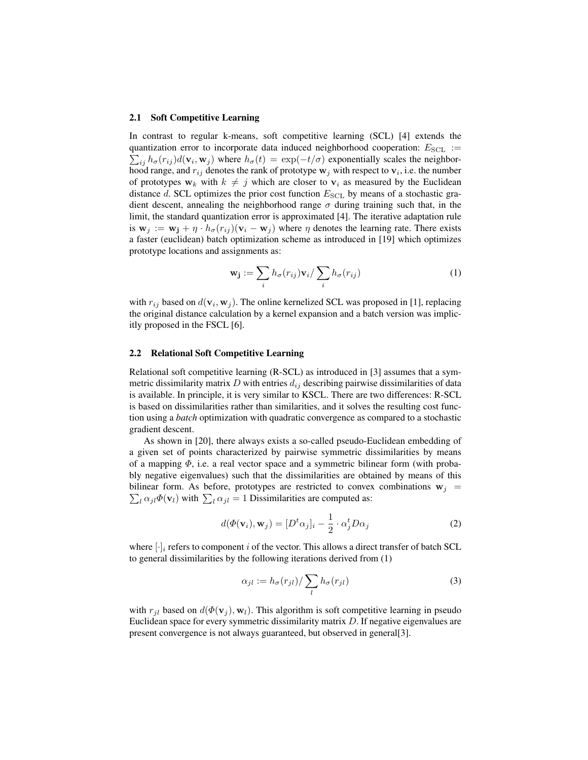### 2.1 Soft Competitive Learning

In contrast to regular k-means, soft competitive learning (SCL) [4] extends the quantization error to incorporate data induced neighborhood cooperation: $E_{\text{SCL}} := \sum_{ij} h_\sigma(r_{ij}) d(\mathbf{v}_i, \mathbf{w}_j)$ where $h_\sigma(t) = \exp(-t/\sigma)$ exponentially scales the neighborhood range, and $r_{ij}$ denotes the rank of prototype $\mathbf{w}_j$ with respect to $\mathbf{v}_i$, i.e. the number of prototypes $\mathbf{w}_k$ with $k \neq j$ which are closer to $\mathbf{v}_i$ as measured by the Euclidean distance $d$. SCL optimizes the prior cost function $E_{\text{SCL}}$ by means of a stochastic gradient descent, annealing the neighborhood range $\sigma$ during training such that, in the limit, the standard quantization error is approximated [4]. The iterative adaptation rule is $\mathbf{w}_j := \mathbf{w_j} + \eta \cdot h_\sigma(r_{ij})(\mathbf{v}_i - \mathbf{w}_j)$ where $\eta$ denotes the learning rate. There exists a faster (euclidean) batch optimization scheme as introduced in [19] which optimizes prototype locations and assignments as:

$$\mathbf{w_j} := \sum_i h_\sigma(r_{ij}) \mathbf{v}_i / \sum_i h_\sigma(r_{ij}) \tag{1}$$

with $r_{ij}$ based on $d(\mathbf{v}_i, \mathbf{w}_j)$. The online kernelized SCL was proposed in [1], replacing the original distance calculation by a kernel expansion and a batch version was implicitly proposed in the FSCL [6].

### 2.2 Relational Soft Competitive Learning

Relational soft competitive learning (R-SCL) as introduced in [3] assumes that a symmetric dissimilarity matrix $D$ with entries $d_{ij}$ describing pairwise dissimilarities of data is available. In principle, it is very similar to KSCL. There are two differences: R-SCL is based on dissimilarities rather than similarities, and it solves the resulting cost function using a *batch* optimization with quadratic convergence as compared to a stochastic gradient descent.

As shown in [20], there always exists a so-called pseudo-Euclidean embedding of a given set of points characterized by pairwise symmetric dissimilarities by means of a mapping $\Phi$, i.e. a real vector space and a symmetric bilinear form (with probably negative eigenvalues) such that the dissimilarities are obtained by means of this bilinear form. As before, prototypes are restricted to convex combinations $\mathbf{w}_j = \sum_l \alpha_{jl} \Phi(\mathbf{v}_l)$ with $\sum_l \alpha_{jl} = 1$ Dissimilarities are computed as:

$$d(\Phi(\mathbf{v}_i), \mathbf{w}_j) = [D^t \alpha_j]_i - \frac{1}{2} \cdot \alpha_j^t D \alpha_j \tag{2}$$

where $[\cdot]_i$ refers to component $i$ of the vector. This allows a direct transfer of batch SCL to general dissimilarities by the following iterations derived from (1)

$$\alpha_{jl} := h_\sigma(r_{jl}) / \sum_l h_\sigma(r_{jl}) \tag{3}$$

with $r_{jl}$ based on $d(\Phi(\mathbf{v}_j), \mathbf{w}_l)$. This algorithm is soft competitive learning in pseudo Euclidean space for every symmetric dissimilarity matrix $D$. If negative eigenvalues are present convergence is not always guaranteed, but observed in general[3].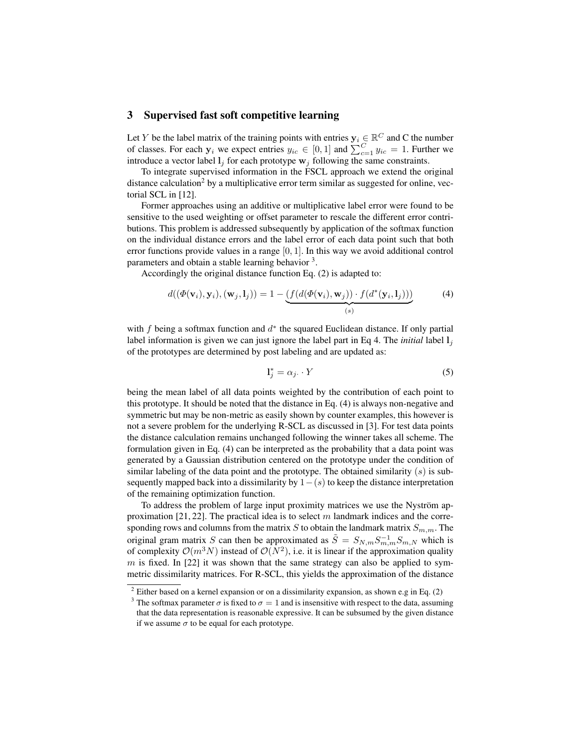## 3 Supervised fast soft competitive learning

Let $Y$ be the label matrix of the training points with entries $\mathbf{y}_i \in \mathbb{R}^C$ and C the number of classes. For each $\mathbf{y}_i$ we expect entries $y_{ic} \in [0, 1]$ and $\sum_{c=1}^{C} y_{ic} = 1$. Further we introduce a vector label $\mathbf{l}_j$ for each prototype $\mathbf{w}_j$ following the same constraints.

To integrate supervised information in the FSCL approach we extend the original distance calculation[2] by a multiplicative error term similar as suggested for online, vectorial SCL in [12].

Former approaches using an additive or multiplicative label error were found to be sensitive to the used weighting or offset parameter to rescale the different error contributions. This problem is addressed subsequently by application of the softmax function on the individual distance errors and the label error of each data point such that both error functions provide values in a range $[0, 1]$. In this way we avoid additional control parameters and obtain a stable learning behavior [3].

Accordingly the original distance function Eq. (2) is adapted to:

$$d((\Phi(\mathbf{v}_i), \mathbf{y}_i), (\mathbf{w}_j, \mathbf{l}_j)) = 1 - \underbrace{(f(d(\Phi(\mathbf{v}_i), \mathbf{w}_j)) \cdot f(d^*(\mathbf{y}_i, \mathbf{l}_j)))}_{(s)} \tag{4}$$

with $f$ being a softmax function and $d^*$ the squared Euclidean distance. If only partial label information is given we can just ignore the label part in Eq 4. The *initial* label $\mathbf{l}_j$ of the prototypes are determined by post labeling and are updated as:

$$\mathbf{l}_j^* = \alpha_{j\cdot} \cdot Y \tag{5}$$

being the mean label of all data points weighted by the contribution of each point to this prototype. It should be noted that the distance in Eq. (4) is always non-negative and symmetric but may be non-metric as easily shown by counter examples, this however is not a severe problem for the underlying R-SCL as discussed in [3]. For test data points the distance calculation remains unchanged following the winner takes all scheme. The formulation given in Eq. (4) can be interpreted as the probability that a data point was generated by a Gaussian distribution centered on the prototype under the condition of similar labeling of the data point and the prototype. The obtained similarity $(s)$ is subsequently mapped back into a dissimilarity by $1-(s)$ to keep the distance interpretation of the remaining optimization function.

To address the problem of large input proximity matrices we use the Nyström approximation [21, 22]. The practical idea is to select $m$ landmark indices and the corresponding rows and columns from the matrix $S$ to obtain the landmark matrix $S_{m,m}$. The original gram matrix $S$ can then be approximated as $\tilde{S} = S_{N,m} S_{m,m}^{-1} S_{m,N}$ which is of complexity $\mathcal{O}(m^3 N)$ instead of $\mathcal{O}(N^2)$, i.e. it is linear if the approximation quality $m$ is fixed. In [22] it was shown that the same strategy can also be applied to symmetric dissimilarity matrices. For R-SCL, this yields the approximation of the distance

---

[2] Either based on a kernel expansion or on a dissimilarity expansion, as shown e.g in Eq. (2)

[3] The softmax parameter $\sigma$ is fixed to $\sigma = 1$ and is insensitive with respect to the data, assuming that the data representation is reasonable expressive. It can be subsumed by the given distance if we assume $\sigma$ to be equal for each prototype.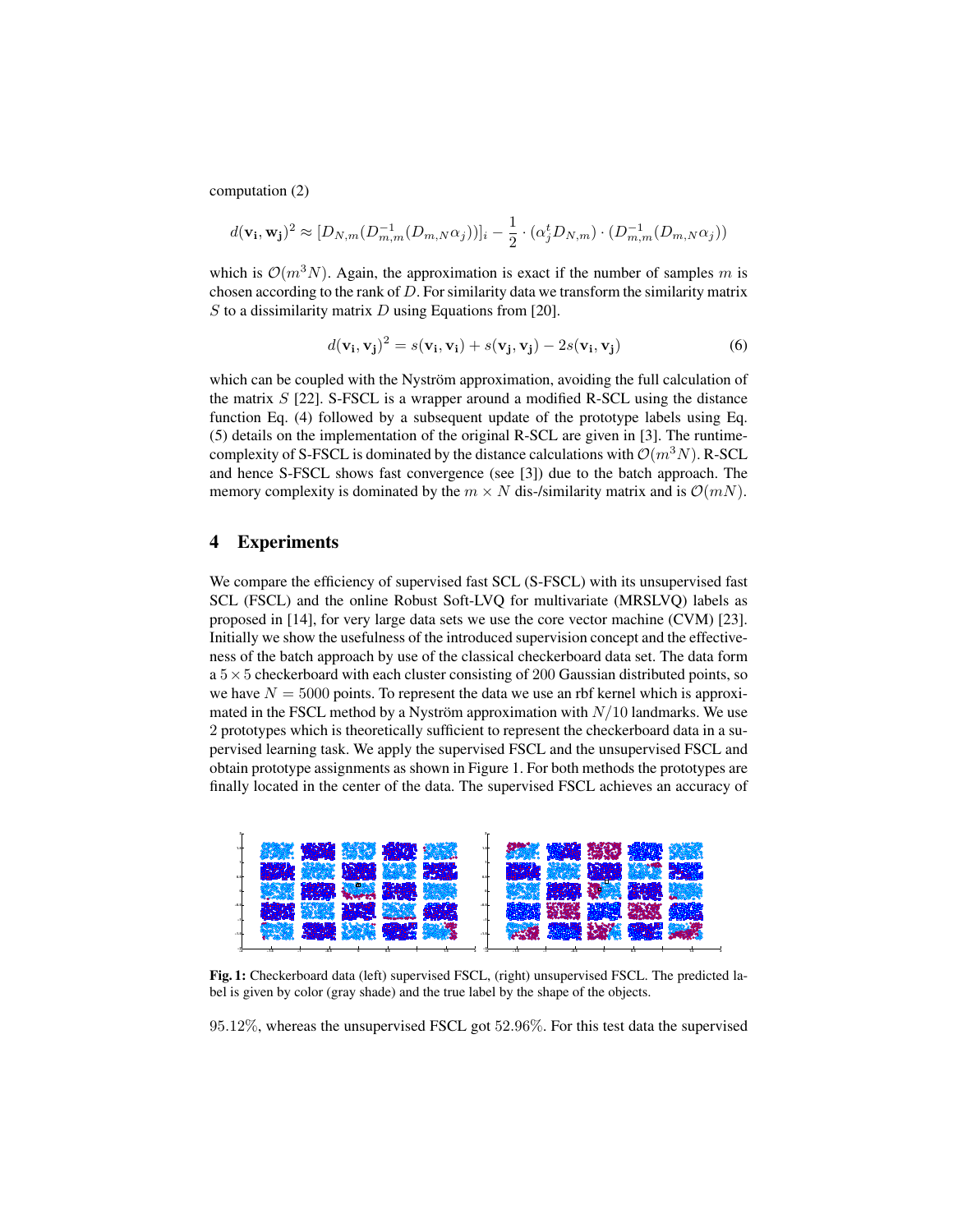computation (2)

$$d(\mathbf{v_i}, \mathbf{w_j})^2 \approx [D_{N,m}(D_{m,m}^{-1}(D_{m,N}\alpha_j))]_i - \frac{1}{2} \cdot (\alpha_j^t D_{N,m}) \cdot (D_{m,m}^{-1}(D_{m,N}\alpha_j))$$

which is $\mathcal{O}(m^3 N)$. Again, the approximation is exact if the number of samples $m$ is chosen according to the rank of $D$. For similarity data we transform the similarity matrix $S$ to a dissimilarity matrix $D$ using Equations from [20].

$$d(\mathbf{v_i}, \mathbf{v_j})^2 = s(\mathbf{v_i}, \mathbf{v_i}) + s(\mathbf{v_j}, \mathbf{v_j}) - 2s(\mathbf{v_i}, \mathbf{v_j}) \tag{6}$$

which can be coupled with the Nyström approximation, avoiding the full calculation of the matrix $S$ [22]. S-FSCL is a wrapper around a modified R-SCL using the distance function Eq. (4) followed by a subsequent update of the prototype labels using Eq. (5) details on the implementation of the original R-SCL are given in [3]. The runtime-complexity of S-FSCL is dominated by the distance calculations with $\mathcal{O}(m^3 N)$. R-SCL and hence S-FSCL shows fast convergence (see [3]) due to the batch approach. The memory complexity is dominated by the $m \times N$ dis-/similarity matrix and is $\mathcal{O}(mN)$.

## 4 Experiments

We compare the efficiency of supervised fast SCL (S-FSCL) with its unsupervised fast SCL (FSCL) and the online Robust Soft-LVQ for multivariate (MRSLVQ) labels as proposed in [14], for very large data sets we use the core vector machine (CVM) [23]. Initially we show the usefulness of the introduced supervision concept and the effectiveness of the batch approach by use of the classical checkerboard data set. The data form a $5 \times 5$ checkerboard with each cluster consisting of 200 Gaussian distributed points, so we have $N = 5000$ points. To represent the data we use an rbf kernel which is approximated in the FSCL method by a Nyström approximation with $N/10$ landmarks. We use 2 prototypes which is theoretically sufficient to represent the checkerboard data in a supervised learning task. We apply the supervised FSCL and the unsupervised FSCL and obtain prototype assignments as shown in Figure 1. For both methods the prototypes are finally located in the center of the data. The supervised FSCL achieves an accuracy of

**Fig. 1:** Checkerboard data (left) supervised FSCL, (right) unsupervised FSCL. The predicted label is given by color (gray shade) and the true label by the shape of the objects.

95.12%, whereas the unsupervised FSCL got 52.96%. For this test data the supervised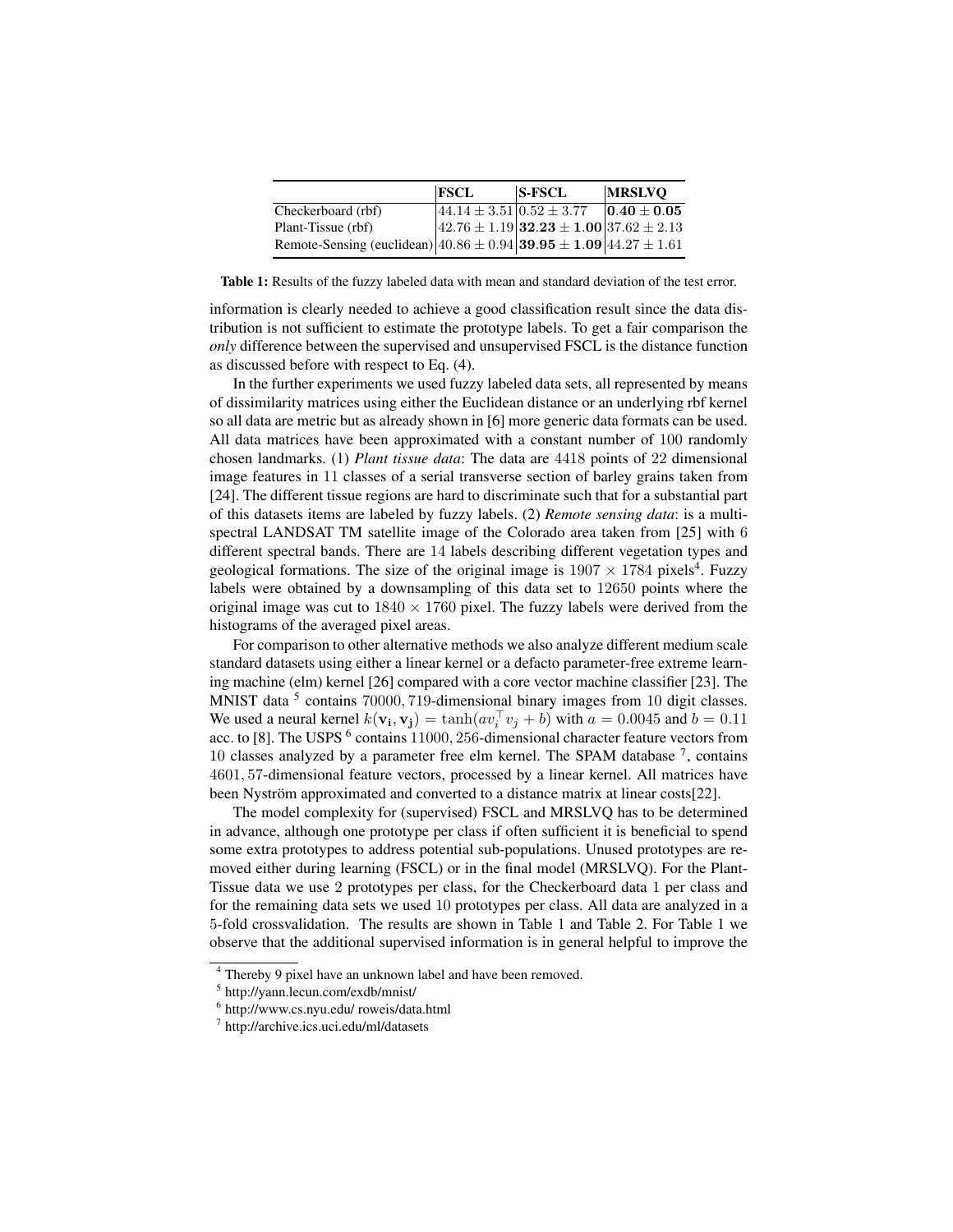| | **FSCL** | **S-FSCL** | **MRSLVQ** |
|---|---|---|---|
| Checkerboard (rbf) | $44.14 \pm 3.51$ | $0.52 \pm 3.77$ | $\mathbf{0.40 \pm 0.05}$ |
| Plant-Tissue (rbf) | $42.76 \pm 1.19$ | $\mathbf{32.23 \pm 1.00}$ | $37.62 \pm 2.13$ |
| Remote-Sensing (euclidean) | $40.86 \pm 0.94$ | $\mathbf{39.95 \pm 1.09}$ | $44.27 \pm 1.61$ |

**Table 1:** Results of the fuzzy labeled data with mean and standard deviation of the test error.

information is clearly needed to achieve a good classification result since the data distribution is not sufficient to estimate the prototype labels. To get a fair comparison the *only* difference between the supervised and unsupervised FSCL is the distance function as discussed before with respect to Eq. (4).

In the further experiments we used fuzzy labeled data sets, all represented by means of dissimilarity matrices using either the Euclidean distance or an underlying rbf kernel so all data are metric but as already shown in [6] more generic data formats can be used. All data matrices have been approximated with a constant number of 100 randomly chosen landmarks. (1) *Plant tissue data*: The data are 4418 points of 22 dimensional image features in 11 classes of a serial transverse section of barley grains taken from [24]. The different tissue regions are hard to discriminate such that for a substantial part of this datasets items are labeled by fuzzy labels. (2) *Remote sensing data*: is a multi-spectral LANDSAT TM satellite image of the Colorado area taken from [25] with 6 different spectral bands. There are 14 labels describing different vegetation types and geological formations. The size of the original image is $1907 \times 1784$ pixels[4]. Fuzzy labels were obtained by a downsampling of this data set to 12650 points where the original image was cut to $1840 \times 1760$ pixel. The fuzzy labels were derived from the histograms of the averaged pixel areas.

For comparison to other alternative methods we also analyze different medium scale standard datasets using either a linear kernel or a defacto parameter-free extreme learning machine (elm) kernel [26] compared with a core vector machine classifier [23]. The MNIST data [5] contains 70000, 719-dimensional binary images from 10 digit classes. We used a neural kernel $k(\mathbf{v_i}, \mathbf{v_j}) = \tanh(av_i^\top v_j + b)$ with $a = 0.0045$ and $b = 0.11$ acc. to [8]. The USPS [6] contains 11000, 256-dimensional character feature vectors from 10 classes analyzed by a parameter free elm kernel. The SPAM database [7], contains 4601, 57-dimensional feature vectors, processed by a linear kernel. All matrices have been Nyström approximated and converted to a distance matrix at linear costs[22].

The model complexity for (supervised) FSCL and MRSLVQ has to be determined in advance, although one prototype per class if often sufficient it is beneficial to spend some extra prototypes to address potential sub-populations. Unused prototypes are removed either during learning (FSCL) or in the final model (MRSLVQ). For the Plant-Tissue data we use 2 prototypes per class, for the Checkerboard data 1 per class and for the remaining data sets we used 10 prototypes per class. All data are analyzed in a 5-fold crossvalidation. The results are shown in Table 1 and Table 2. For Table 1 we observe that the additional supervised information is in general helpful to improve the

[4] Thereby 9 pixel have an unknown label and have been removed.

[5] http://yann.lecun.com/exdb/mnist/

[6] http://www.cs.nyu.edu/ roweis/data.html

[7] http://archive.ics.uci.edu/ml/datasets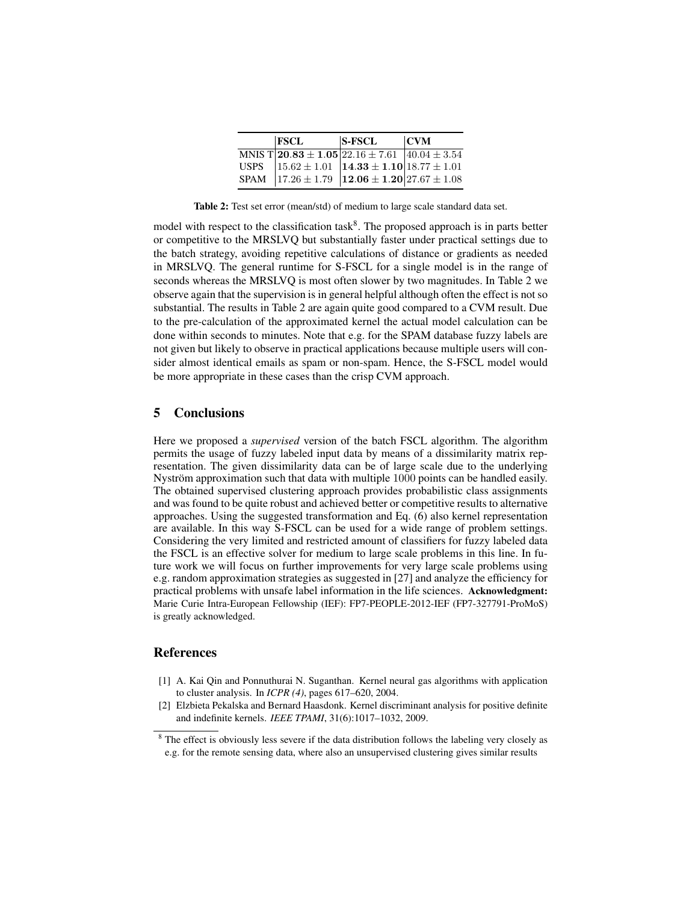| | FSCL | S-FSCL | CVM |
|---|---|---|---|
| MNIS T | $\mathbf{20.83 \pm 1.05}$ | $22.16 \pm 7.61$ | $40.04 \pm 3.54$ |
| USPS | $15.62 \pm 1.01$ | $\mathbf{14.33 \pm 1.10}$ | $18.77 \pm 1.01$ |
| SPAM | $17.26 \pm 1.79$ | $\mathbf{12.06 \pm 1.20}$ | $27.67 \pm 1.08$ |

**Table 2:** Test set error (mean/std) of medium to large scale standard data set.

model with respect to the classification task[8]. The proposed approach is in parts better or competitive to the MRSLVQ but substantially faster under practical settings due to the batch strategy, avoiding repetitive calculations of distance or gradients as needed in MRSLVQ. The general runtime for S-FSCL for a single model is in the range of seconds whereas the MRSLVQ is most often slower by two magnitudes. In Table 2 we observe again that the supervision is in general helpful although often the effect is not so substantial. The results in Table 2 are again quite good compared to a CVM result. Due to the pre-calculation of the approximated kernel the actual model calculation can be done within seconds to minutes. Note that e.g. for the SPAM database fuzzy labels are not given but likely to observe in practical applications because multiple users will consider almost identical emails as spam or non-spam. Hence, the S-FSCL model would be more appropriate in these cases than the crisp CVM approach.

## 5 Conclusions

Here we proposed a *supervised* version of the batch FSCL algorithm. The algorithm permits the usage of fuzzy labeled input data by means of a dissimilarity matrix representation. The given dissimilarity data can be of large scale due to the underlying Nyström approximation such that data with multiple 1000 points can be handled easily. The obtained supervised clustering approach provides probabilistic class assignments and was found to be quite robust and achieved better or competitive results to alternative approaches. Using the suggested transformation and Eq. (6) also kernel representation are available. In this way S-FSCL can be used for a wide range of problem settings. Considering the very limited and restricted amount of classifiers for fuzzy labeled data the FSCL is an effective solver for medium to large scale problems in this line. In future work we will focus on further improvements for very large scale problems using e.g. random approximation strategies as suggested in [27] and analyze the efficiency for practical problems with unsafe label information in the life sciences. **Acknowledgment:** Marie Curie Intra-European Fellowship (IEF): FP7-PEOPLE-2012-IEF (FP7-327791-ProMoS) is greatly acknowledged.

## References

[1] A. Kai Qin and Ponnuthurai N. Suganthan. Kernel neural gas algorithms with application to cluster analysis. In *ICPR (4)*, pages 617–620, 2004.

[2] Elzbieta Pekalska and Bernard Haasdonk. Kernel discriminant analysis for positive definite and indefinite kernels. *IEEE TPAMI*, 31(6):1017–1032, 2009.

[8] The effect is obviously less severe if the data distribution follows the labeling very closely as e.g. for the remote sensing data, where also an unsupervised clustering gives similar results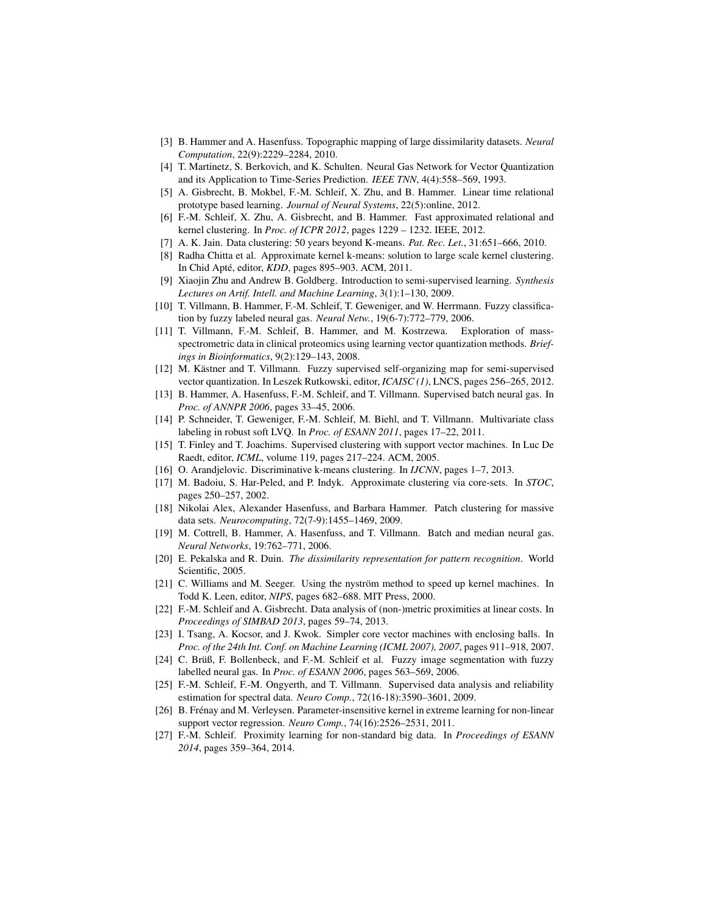[3] B. Hammer and A. Hasenfuss. Topographic mapping of large dissimilarity datasets. *Neural Computation*, 22(9):2229–2284, 2010.

[4] T. Martinetz, S. Berkovich, and K. Schulten. Neural Gas Network for Vector Quantization and its Application to Time-Series Prediction. *IEEE TNN*, 4(4):558–569, 1993.

[5] A. Gisbrecht, B. Mokbel, F.-M. Schleif, X. Zhu, and B. Hammer. Linear time relational prototype based learning. *Journal of Neural Systems*, 22(5):online, 2012.

[6] F.-M. Schleif, X. Zhu, A. Gisbrecht, and B. Hammer. Fast approximated relational and kernel clustering. In *Proc. of ICPR 2012*, pages 1229 – 1232. IEEE, 2012.

[7] A. K. Jain. Data clustering: 50 years beyond K-means. *Pat. Rec. Let.*, 31:651–666, 2010.

[8] Radha Chitta et al. Approximate kernel k-means: solution to large scale kernel clustering. In Chid Apté, editor, *KDD*, pages 895–903. ACM, 2011.

[9] Xiaojin Zhu and Andrew B. Goldberg. Introduction to semi-supervised learning. *Synthesis Lectures on Artif. Intell. and Machine Learning*, 3(1):1–130, 2009.

[10] T. Villmann, B. Hammer, F.-M. Schleif, T. Geweniger, and W. Herrmann. Fuzzy classification by fuzzy labeled neural gas. *Neural Netw.*, 19(6-7):772–779, 2006.

[11] T. Villmann, F.-M. Schleif, B. Hammer, and M. Kostrzewa. Exploration of mass-spectrometric data in clinical proteomics using learning vector quantization methods. *Briefings in Bioinformatics*, 9(2):129–143, 2008.

[12] M. Kästner and T. Villmann. Fuzzy supervised self-organizing map for semi-supervised vector quantization. In Leszek Rutkowski, editor, *ICAISC (1)*, LNCS, pages 256–265, 2012.

[13] B. Hammer, A. Hasenfuss, F.-M. Schleif, and T. Villmann. Supervised batch neural gas. In *Proc. of ANNPR 2006*, pages 33–45, 2006.

[14] P. Schneider, T. Geweniger, F.-M. Schleif, M. Biehl, and T. Villmann. Multivariate class labeling in robust soft LVQ. In *Proc. of ESANN 2011*, pages 17–22, 2011.

[15] T. Finley and T. Joachims. Supervised clustering with support vector machines. In Luc De Raedt, editor, *ICML*, volume 119, pages 217–224. ACM, 2005.

[16] O. Arandjelovic. Discriminative k-means clustering. In *IJCNN*, pages 1–7, 2013.

[17] M. Badoiu, S. Har-Peled, and P. Indyk. Approximate clustering via core-sets. In *STOC*, pages 250–257, 2002.

[18] Nikolai Alex, Alexander Hasenfuss, and Barbara Hammer. Patch clustering for massive data sets. *Neurocomputing*, 72(7-9):1455–1469, 2009.

[19] M. Cottrell, B. Hammer, A. Hasenfuss, and T. Villmann. Batch and median neural gas. *Neural Networks*, 19:762–771, 2006.

[20] E. Pekalska and R. Duin. *The dissimilarity representation for pattern recognition*. World Scientific, 2005.

[21] C. Williams and M. Seeger. Using the nyström method to speed up kernel machines. In Todd K. Leen, editor, *NIPS*, pages 682–688. MIT Press, 2000.

[22] F.-M. Schleif and A. Gisbrecht. Data analysis of (non-)metric proximities at linear costs. In *Proceedings of SIMBAD 2013*, pages 59–74, 2013.

[23] I. Tsang, A. Kocsor, and J. Kwok. Simpler core vector machines with enclosing balls. In *Proc. of the 24th Int. Conf. on Machine Learning (ICML 2007), 2007*, pages 911–918, 2007.

[24] C. Brüß, F. Bollenbeck, and F.-M. Schleif et al. Fuzzy image segmentation with fuzzy labelled neural gas. In *Proc. of ESANN 2006*, pages 563–569, 2006.

[25] F.-M. Schleif, F.-M. Ongyerth, and T. Villmann. Supervised data analysis and reliability estimation for spectral data. *Neuro Comp.*, 72(16-18):3590–3601, 2009.

[26] B. Frénay and M. Verleysen. Parameter-insensitive kernel in extreme learning for non-linear support vector regression. *Neuro Comp.*, 74(16):2526–2531, 2011.

[27] F.-M. Schleif. Proximity learning for non-standard big data. In *Proceedings of ESANN 2014*, pages 359–364, 2014.